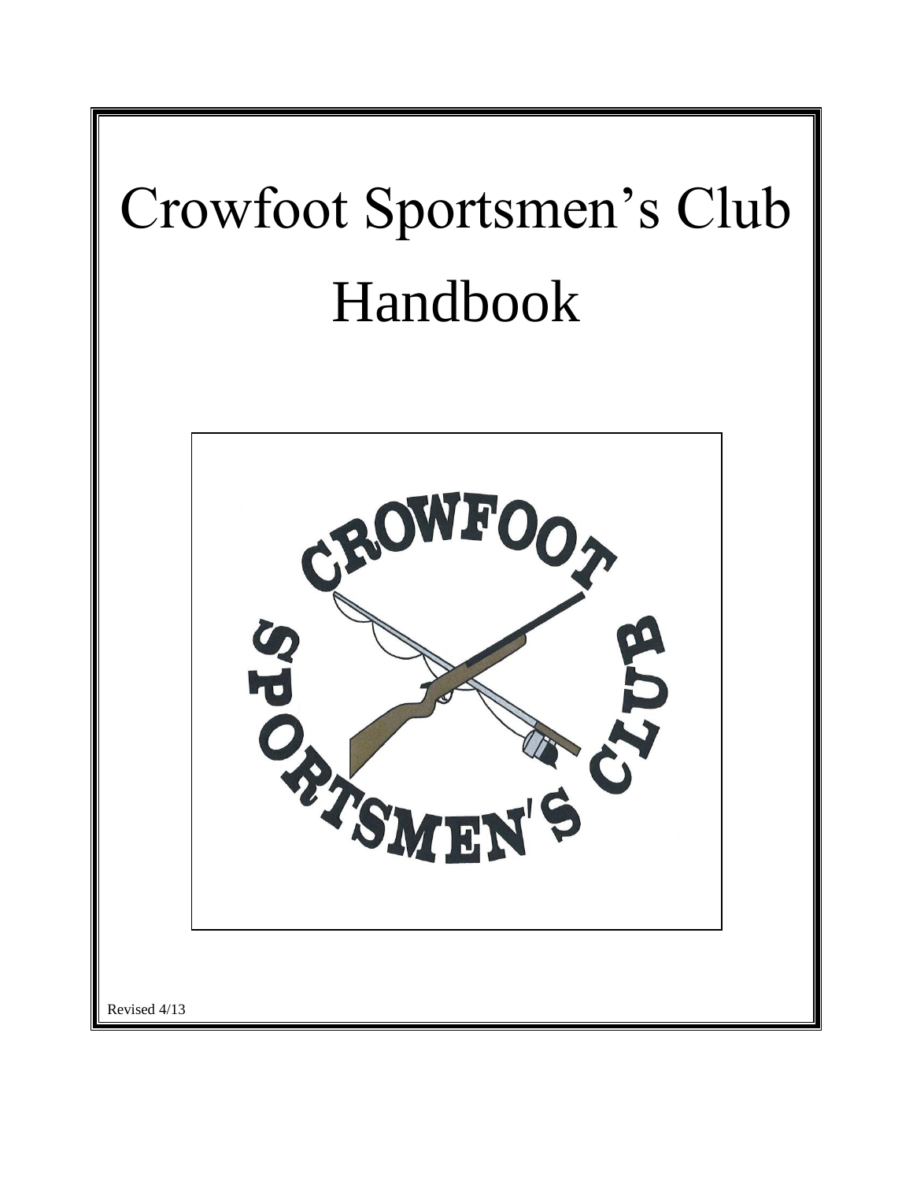# Crowfoot Sportsmen's Club Handbook

Revised 4/13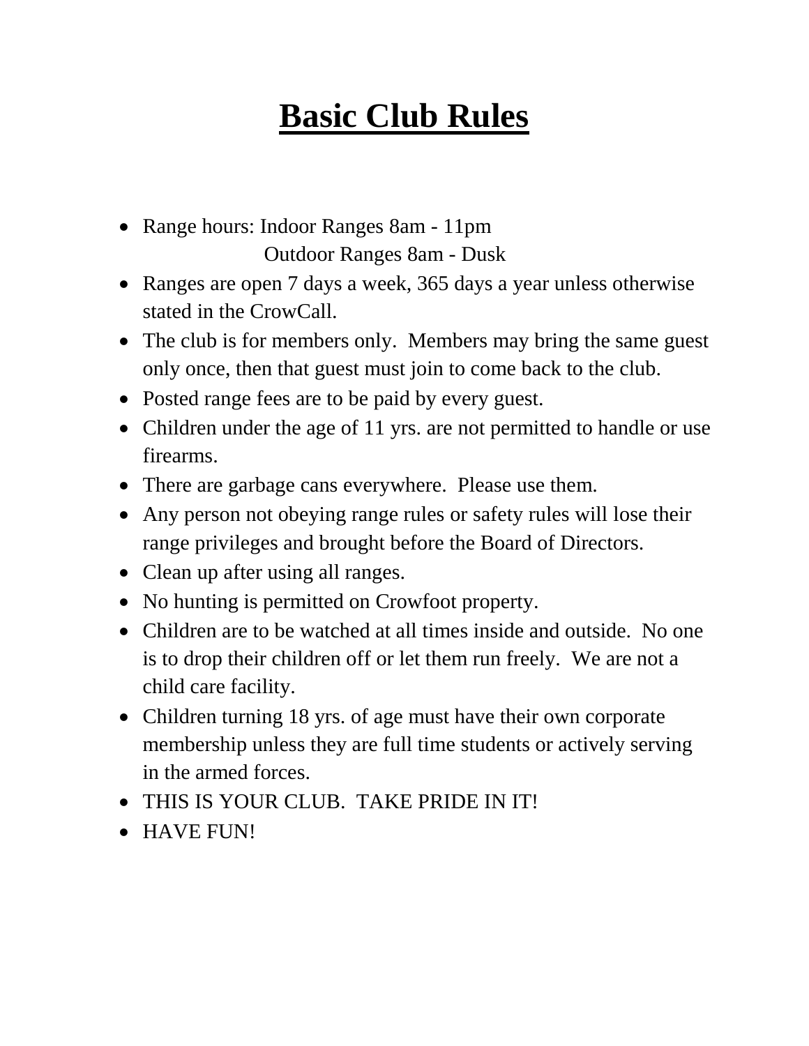# Basic Club Rules

- Range hours: Indoor Ranges 8am - 11pm
  Outdoor Ranges 8am - Dusk
- Ranges are open 7 days a week, 365 days a year unless otherwise stated in the CrowCall.
- The club is for members only. Members may bring the same guest only once, then that guest must join to come back to the club.
- Posted range fees are to be paid by every guest.
- Children under the age of 11 yrs. are not permitted to handle or use firearms.
- There are garbage cans everywhere. Please use them.
- Any person not obeying range rules or safety rules will lose their range privileges and brought before the Board of Directors.
- Clean up after using all ranges.
- No hunting is permitted on Crowfoot property.
- Children are to be watched at all times inside and outside. No one is to drop their children off or let them run freely. We are not a child care facility.
- Children turning 18 yrs. of age must have their own corporate membership unless they are full time students or actively serving in the armed forces.
- THIS IS YOUR CLUB. TAKE PRIDE IN IT!
- HAVE FUN!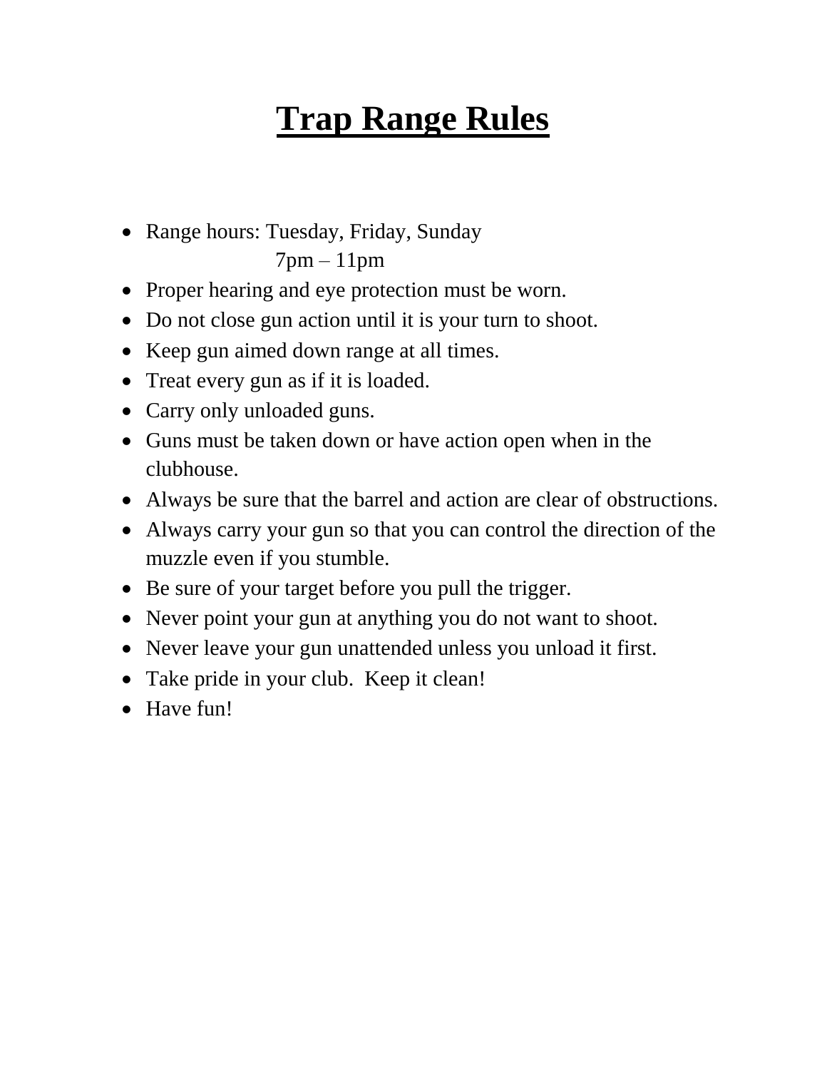# Trap Range Rules

- Range hours: Tuesday, Friday, Sunday
  7pm – 11pm
- Proper hearing and eye protection must be worn.
- Do not close gun action until it is your turn to shoot.
- Keep gun aimed down range at all times.
- Treat every gun as if it is loaded.
- Carry only unloaded guns.
- Guns must be taken down or have action open when in the clubhouse.
- Always be sure that the barrel and action are clear of obstructions.
- Always carry your gun so that you can control the direction of the muzzle even if you stumble.
- Be sure of your target before you pull the trigger.
- Never point your gun at anything you do not want to shoot.
- Never leave your gun unattended unless you unload it first.
- Take pride in your club. Keep it clean!
- Have fun!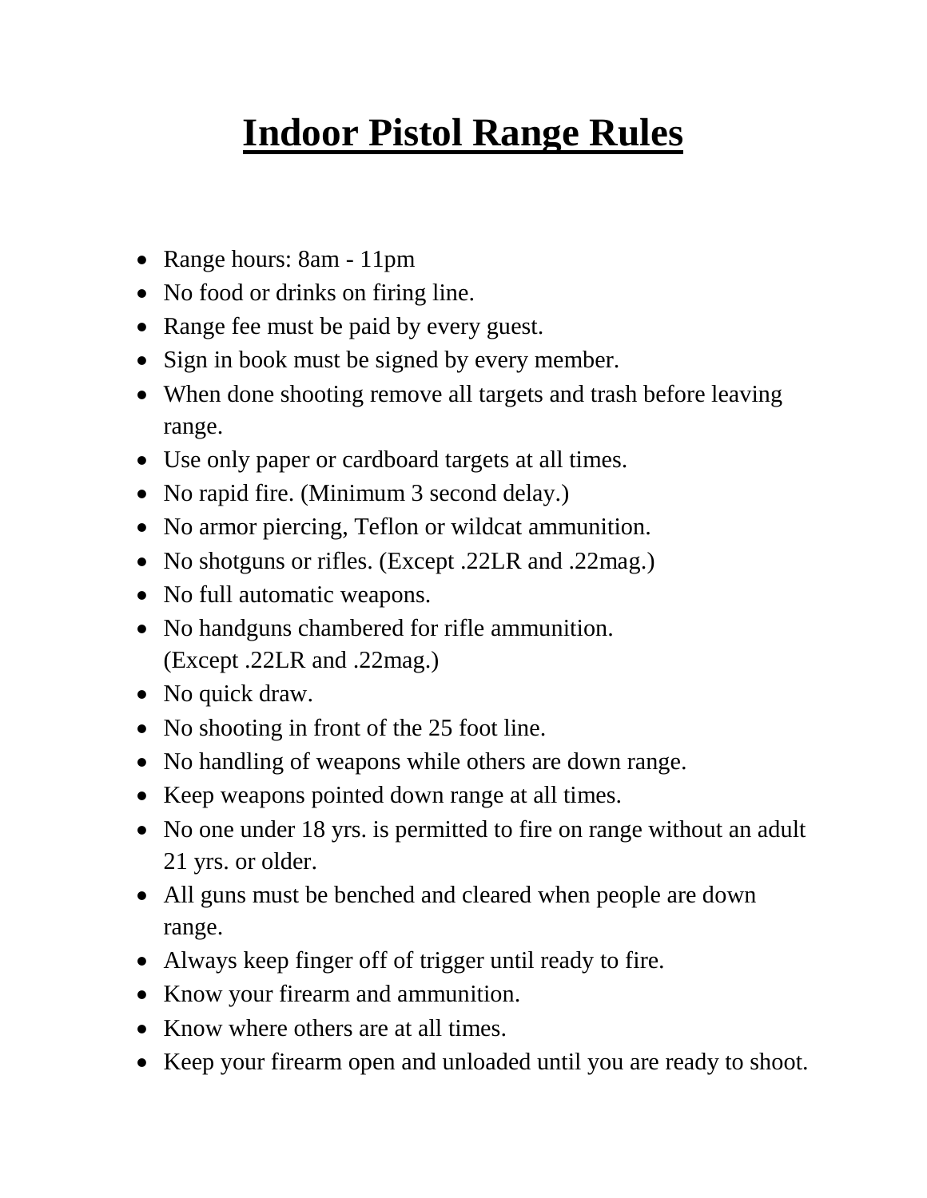# Indoor Pistol Range Rules

- Range hours: 8am - 11pm
- No food or drinks on firing line.
- Range fee must be paid by every guest.
- Sign in book must be signed by every member.
- When done shooting remove all targets and trash before leaving range.
- Use only paper or cardboard targets at all times.
- No rapid fire. (Minimum 3 second delay.)
- No armor piercing, Teflon or wildcat ammunition.
- No shotguns or rifles. (Except .22LR and .22mag.)
- No full automatic weapons.
- No handguns chambered for rifle ammunition. (Except .22LR and .22mag.)
- No quick draw.
- No shooting in front of the 25 foot line.
- No handling of weapons while others are down range.
- Keep weapons pointed down range at all times.
- No one under 18 yrs. is permitted to fire on range without an adult 21 yrs. or older.
- All guns must be benched and cleared when people are down range.
- Always keep finger off of trigger until ready to fire.
- Know your firearm and ammunition.
- Know where others are at all times.
- Keep your firearm open and unloaded until you are ready to shoot.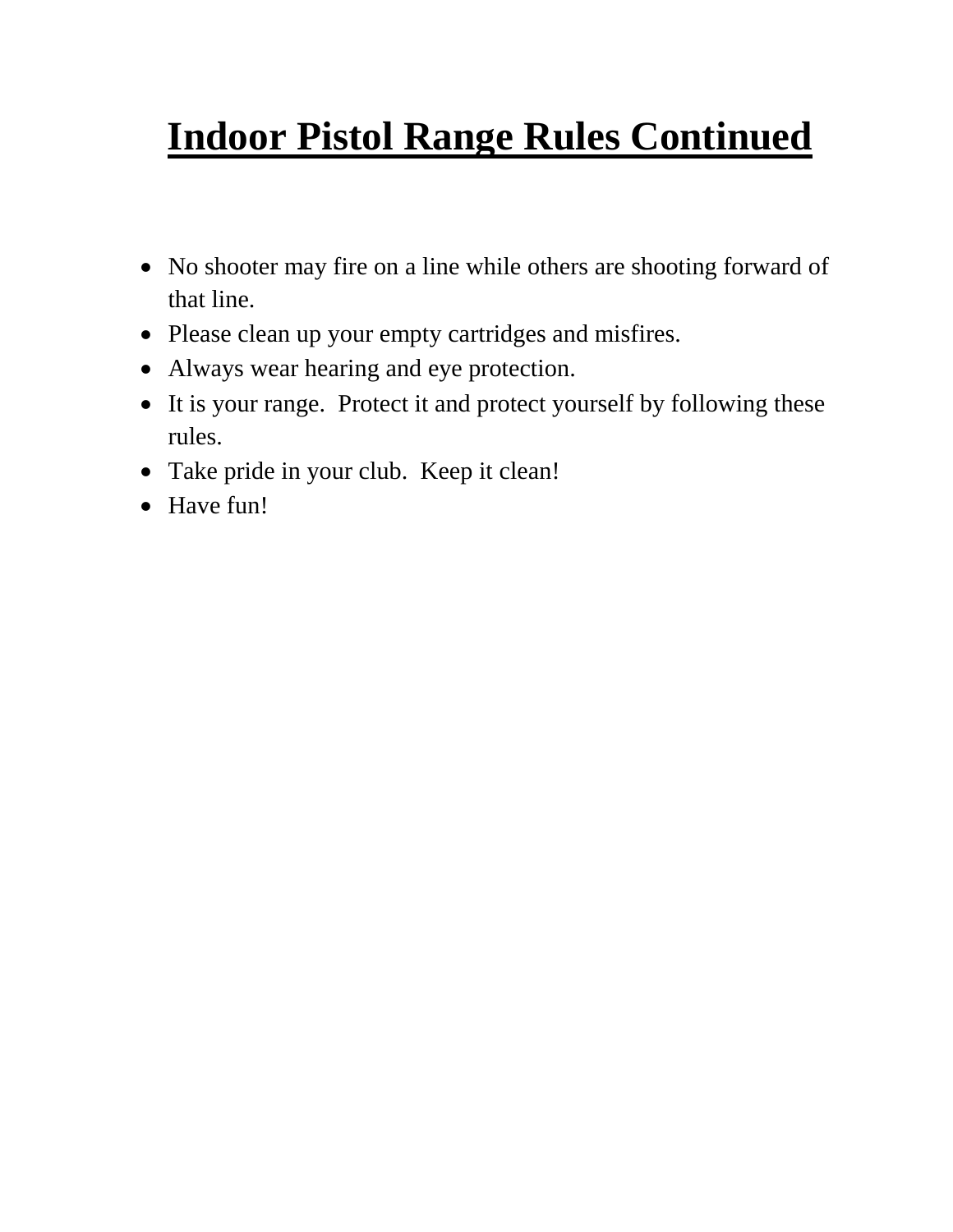# **Indoor Pistol Range Rules Continued**

- No shooter may fire on a line while others are shooting forward of that line.
- Please clean up your empty cartridges and misfires.
- Always wear hearing and eye protection.
- It is your range. Protect it and protect yourself by following these rules.
- Take pride in your club. Keep it clean!
- Have fun!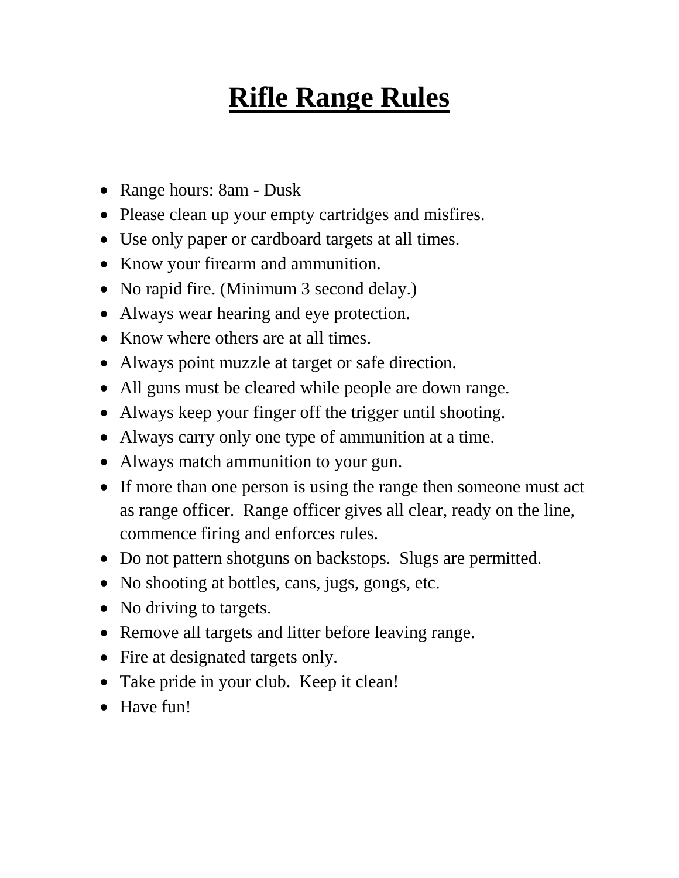# **Rifle Range Rules**

- Range hours: 8am - Dusk
- Please clean up your empty cartridges and misfires.
- Use only paper or cardboard targets at all times.
- Know your firearm and ammunition.
- No rapid fire. (Minimum 3 second delay.)
- Always wear hearing and eye protection.
- Know where others are at all times.
- Always point muzzle at target or safe direction.
- All guns must be cleared while people are down range.
- Always keep your finger off the trigger until shooting.
- Always carry only one type of ammunition at a time.
- Always match ammunition to your gun.
- If more than one person is using the range then someone must act as range officer. Range officer gives all clear, ready on the line, commence firing and enforces rules.
- Do not pattern shotguns on backstops. Slugs are permitted.
- No shooting at bottles, cans, jugs, gongs, etc.
- No driving to targets.
- Remove all targets and litter before leaving range.
- Fire at designated targets only.
- Take pride in your club. Keep it clean!
- Have fun!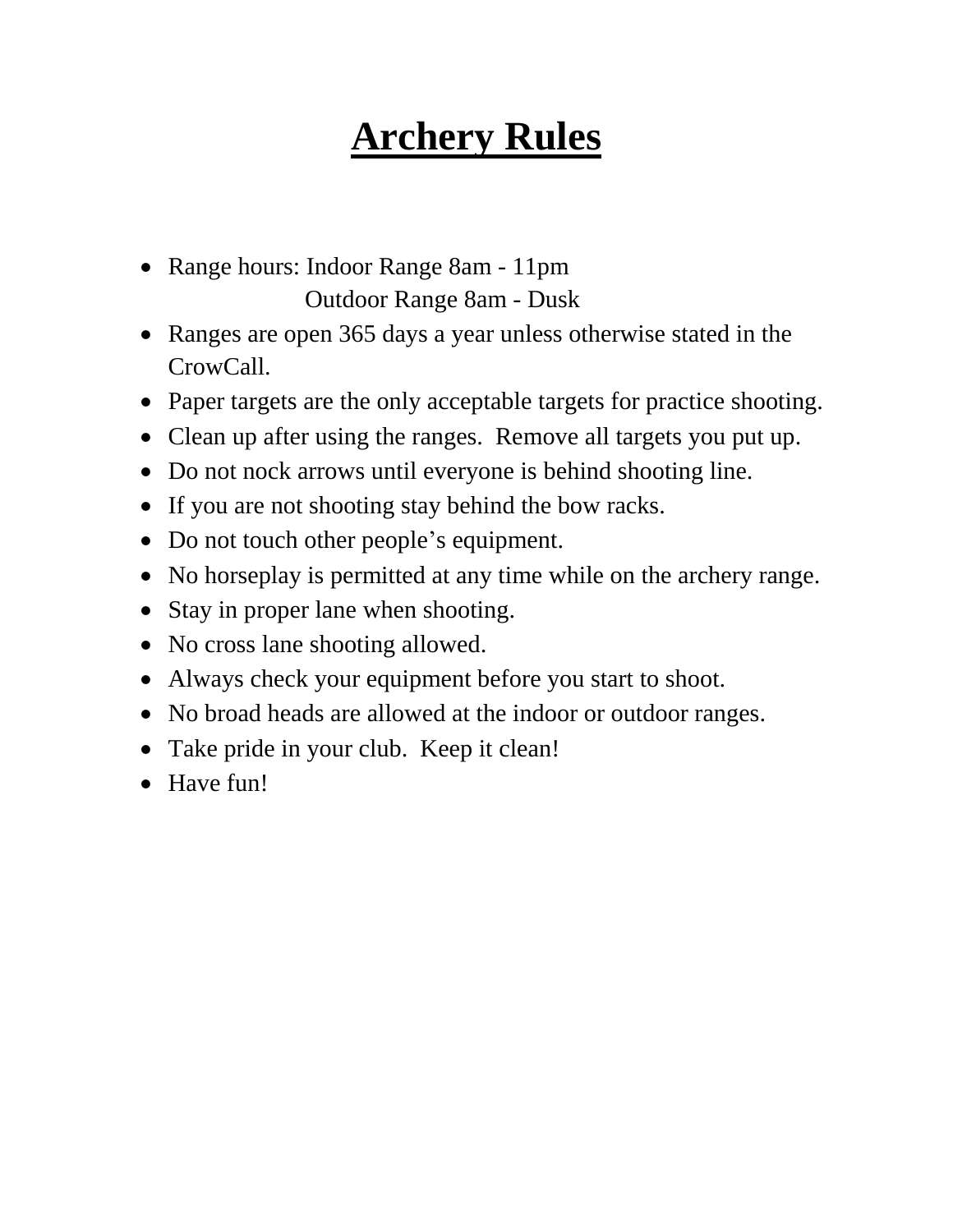# Archery Rules

- Range hours: Indoor Range 8am - 11pm
  Outdoor Range 8am - Dusk
- Ranges are open 365 days a year unless otherwise stated in the CrowCall.
- Paper targets are the only acceptable targets for practice shooting.
- Clean up after using the ranges. Remove all targets you put up.
- Do not nock arrows until everyone is behind shooting line.
- If you are not shooting stay behind the bow racks.
- Do not touch other people's equipment.
- No horseplay is permitted at any time while on the archery range.
- Stay in proper lane when shooting.
- No cross lane shooting allowed.
- Always check your equipment before you start to shoot.
- No broad heads are allowed at the indoor or outdoor ranges.
- Take pride in your club. Keep it clean!
- Have fun!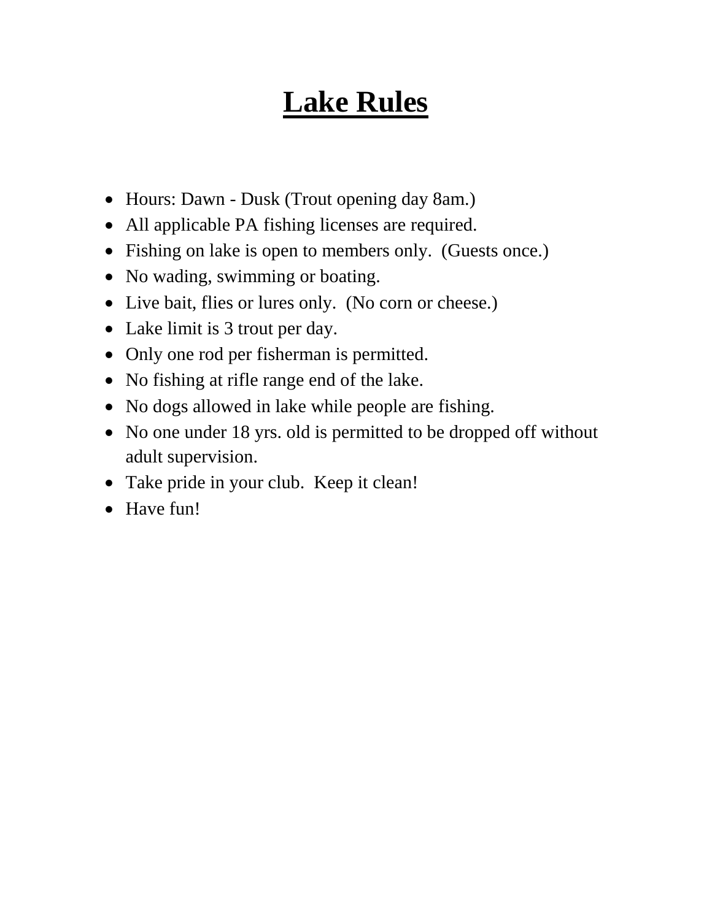# **Lake Rules**

- Hours: Dawn - Dusk (Trout opening day 8am.)
- All applicable PA fishing licenses are required.
- Fishing on lake is open to members only.  (Guests once.)
- No wading, swimming or boating.
- Live bait, flies or lures only.  (No corn or cheese.)
- Lake limit is 3 trout per day.
- Only one rod per fisherman is permitted.
- No fishing at rifle range end of the lake.
- No dogs allowed in lake while people are fishing.
- No one under 18 yrs. old is permitted to be dropped off without adult supervision.
- Take pride in your club.  Keep it clean!
- Have fun!